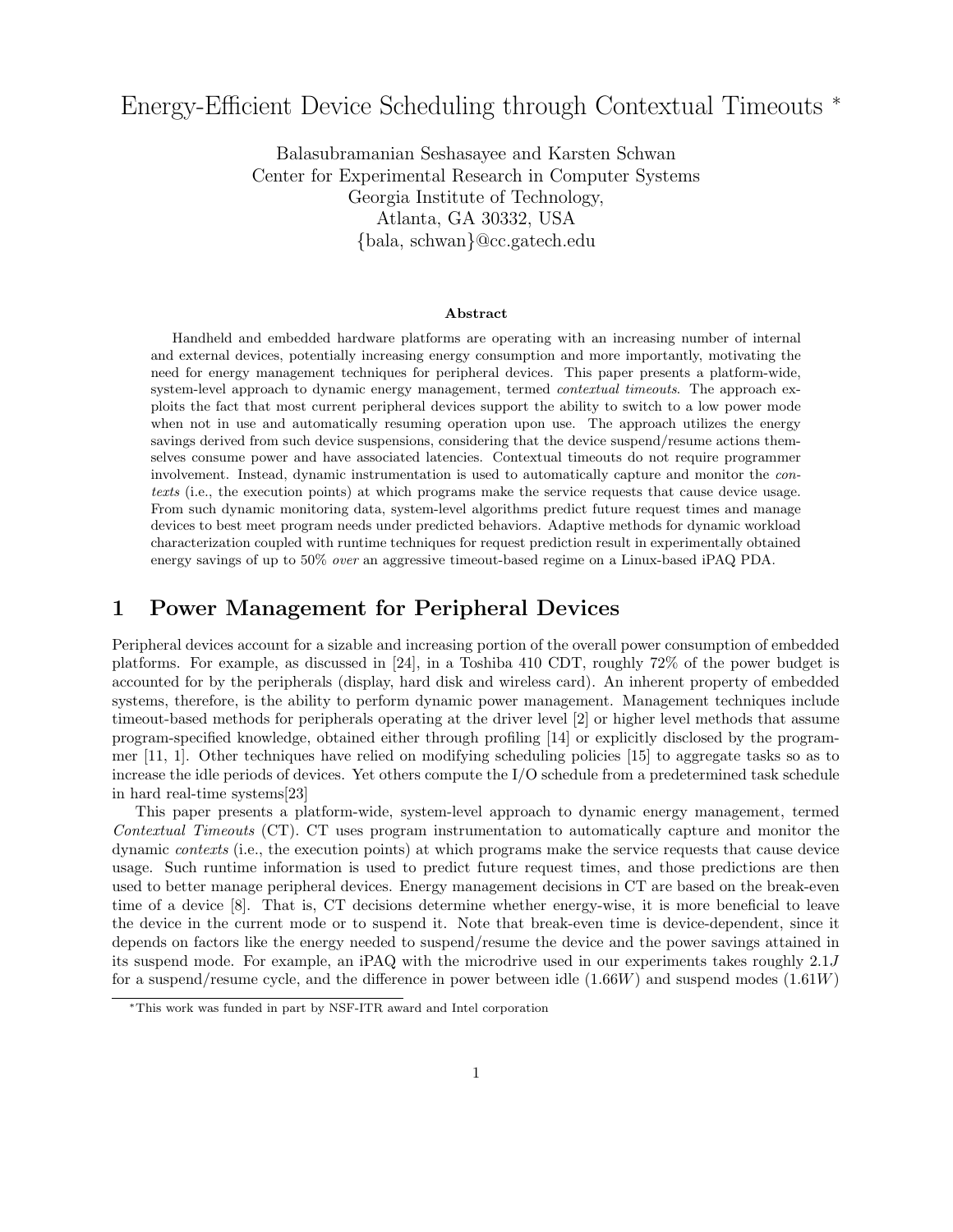# Energy-Efficient Device Scheduling through Contextual Timeouts *

Balasubramanian Seshasayee and Karsten Schwan
Center for Experimental Research in Computer Systems
Georgia Institute of Technology,
Atlanta, GA 30332, USA
{bala, schwan}@cc.gatech.edu

### Abstract

Handheld and embedded hardware platforms are operating with an increasing number of internal and external devices, potentially increasing energy consumption and more importantly, motivating the need for energy management techniques for peripheral devices. This paper presents a platform-wide, system-level approach to dynamic energy management, termed *contextual timeouts*. The approach exploits the fact that most current peripheral devices support the ability to switch to a low power mode when not in use and automatically resuming operation upon use. The approach utilizes the energy savings derived from such device suspensions, considering that the device suspend/resume actions themselves consume power and have associated latencies. Contextual timeouts do not require programmer involvement. Instead, dynamic instrumentation is used to automatically capture and monitor the *contexts* (i.e., the execution points) at which programs make the service requests that cause device usage. From such dynamic monitoring data, system-level algorithms predict future request times and manage devices to best meet program needs under predicted behaviors. Adaptive methods for dynamic workload characterization coupled with runtime techniques for request prediction result in experimentally obtained energy savings of up to 50% *over* an aggressive timeout-based regime on a Linux-based iPAQ PDA.

## 1 Power Management for Peripheral Devices

Peripheral devices account for a sizable and increasing portion of the overall power consumption of embedded platforms. For example, as discussed in [24], in a Toshiba 410 CDT, roughly 72% of the power budget is accounted for by the peripherals (display, hard disk and wireless card). An inherent property of embedded systems, therefore, is the ability to perform dynamic power management. Management techniques include timeout-based methods for peripherals operating at the driver level [2] or higher level methods that assume program-specified knowledge, obtained either through profiling [14] or explicitly disclosed by the programmer [11, 1]. Other techniques have relied on modifying scheduling policies [15] to aggregate tasks so as to increase the idle periods of devices. Yet others compute the I/O schedule from a predetermined task schedule in hard real-time systems[23]

This paper presents a platform-wide, system-level approach to dynamic energy management, termed *Contextual Timeouts* (CT). CT uses program instrumentation to automatically capture and monitor the dynamic *contexts* (i.e., the execution points) at which programs make the service requests that cause device usage. Such runtime information is used to predict future request times, and those predictions are then used to better manage peripheral devices. Energy management decisions in CT are based on the break-even time of a device [8]. That is, CT decisions determine whether energy-wise, it is more beneficial to leave the device in the current mode or to suspend it. Note that break-even time is device-dependent, since it depends on factors like the energy needed to suspend/resume the device and the power savings attained in its suspend mode. For example, an iPAQ with the microdrive used in our experiments takes roughly $2.1J$ for a suspend/resume cycle, and the difference in power between idle ($1.66W$) and suspend modes ($1.61W$)

*This work was funded in part by NSF-ITR award and Intel corporation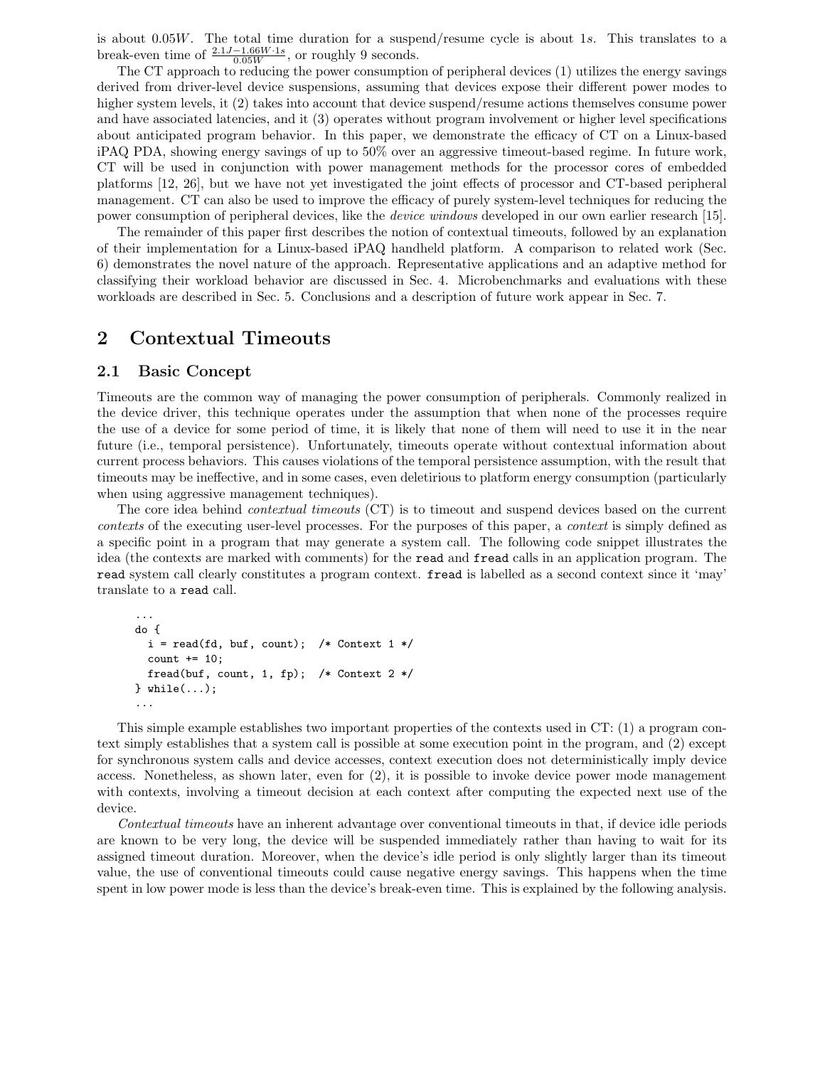is about $0.05W$. The total time duration for a suspend/resume cycle is about $1s$. This translates to a break-even time of $\frac{2.1J - 1.66W \cdot 1s}{0.05W}$, or roughly 9 seconds.

The CT approach to reducing the power consumption of peripheral devices (1) utilizes the energy savings derived from driver-level device suspensions, assuming that devices expose their different power modes to higher system levels, it (2) takes into account that device suspend/resume actions themselves consume power and have associated latencies, and it (3) operates without program involvement or higher level specifications about anticipated program behavior. In this paper, we demonstrate the efficacy of CT on a Linux-based iPAQ PDA, showing energy savings of up to 50% over an aggressive timeout-based regime. In future work, CT will be used in conjunction with power management methods for the processor cores of embedded platforms [12, 26], but we have not yet investigated the joint effects of processor and CT-based peripheral management. CT can also be used to improve the efficacy of purely system-level techniques for reducing the power consumption of peripheral devices, like the *device windows* developed in our own earlier research [15].

The remainder of this paper first describes the notion of contextual timeouts, followed by an explanation of their implementation for a Linux-based iPAQ handheld platform. A comparison to related work (Sec. 6) demonstrates the novel nature of the approach. Representative applications and an adaptive method for classifying their workload behavior are discussed in Sec. 4. Microbenchmarks and evaluations with these workloads are described in Sec. 5. Conclusions and a description of future work appear in Sec. 7.

# 2 Contextual Timeouts

## 2.1 Basic Concept

Timeouts are the common way of managing the power consumption of peripherals. Commonly realized in the device driver, this technique operates under the assumption that when none of the processes require the use of a device for some period of time, it is likely that none of them will need to use it in the near future (i.e., temporal persistence). Unfortunately, timeouts operate without contextual information about current process behaviors. This causes violations of the temporal persistence assumption, with the result that timeouts may be ineffective, and in some cases, even deletirious to platform energy consumption (particularly when using aggressive management techniques).

The core idea behind *contextual timeouts* (CT) is to timeout and suspend devices based on the current *contexts* of the executing user-level processes. For the purposes of this paper, a *context* is simply defined as a specific point in a program that may generate a system call. The following code snippet illustrates the idea (the contexts are marked with comments) for the `read` and `fread` calls in an application program. The `read` system call clearly constitutes a program context. `fread` is labelled as a second context since it 'may' translate to a `read` call.

```
...
do {
  i = read(fd, buf, count);  /* Context 1 */
  count += 10;
  fread(buf, count, 1, fp);  /* Context 2 */
} while(...);
...
```

This simple example establishes two important properties of the contexts used in CT: (1) a program context simply establishes that a system call is possible at some execution point in the program, and (2) except for synchronous system calls and device accesses, context execution does not deterministically imply device access. Nonetheless, as shown later, even for (2), it is possible to invoke device power mode management with contexts, involving a timeout decision at each context after computing the expected next use of the device.

*Contextual timeouts* have an inherent advantage over conventional timeouts in that, if device idle periods are known to be very long, the device will be suspended immediately rather than having to wait for its assigned timeout duration. Moreover, when the device's idle period is only slightly larger than its timeout value, the use of conventional timeouts could cause negative energy savings. This happens when the time spent in low power mode is less than the device's break-even time. This is explained by the following analysis.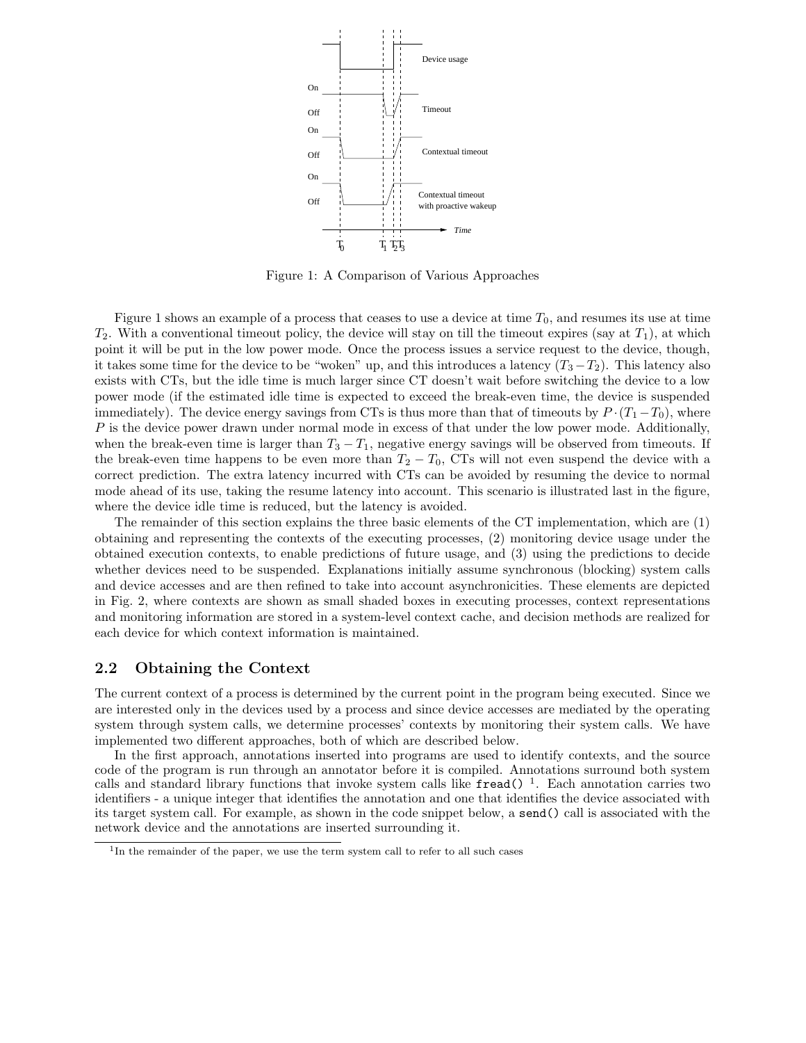Figure 1: A Comparison of Various Approaches

Figure 1 shows an example of a process that ceases to use a device at time $T_0$, and resumes its use at time $T_2$. With a conventional timeout policy, the device will stay on till the timeout expires (say at $T_1$), at which point it will be put in the low power mode. Once the process issues a service request to the device, though, it takes some time for the device to be "woken" up, and this introduces a latency ($T_3 - T_2$). This latency also exists with CTs, but the idle time is much larger since CT doesn't wait before switching the device to a low power mode (if the estimated idle time is expected to exceed the break-even time, the device is suspended immediately). The device energy savings from CTs is thus more than that of timeouts by $P \cdot (T_1 - T_0)$, where $P$ is the device power drawn under normal mode in excess of that under the low power mode. Additionally, when the break-even time is larger than $T_3 - T_1$, negative energy savings will be observed from timeouts. If the break-even time happens to be even more than $T_2 - T_0$, CTs will not even suspend the device with a correct prediction. The extra latency incurred with CTs can be avoided by resuming the device to normal mode ahead of its use, taking the resume latency into account. This scenario is illustrated last in the figure, where the device idle time is reduced, but the latency is avoided.

The remainder of this section explains the three basic elements of the CT implementation, which are (1) obtaining and representing the contexts of the executing processes, (2) monitoring device usage under the obtained execution contexts, to enable predictions of future usage, and (3) using the predictions to decide whether devices need to be suspended. Explanations initially assume synchronous (blocking) system calls and device accesses and are then refined to take into account asynchronicities. These elements are depicted in Fig. 2, where contexts are shown as small shaded boxes in executing processes, context representations and monitoring information are stored in a system-level context cache, and decision methods are realized for each device for which context information is maintained.

## 2.2 Obtaining the Context

The current context of a process is determined by the current point in the program being executed. Since we are interested only in the devices used by a process and since device accesses are mediated by the operating system through system calls, we determine processes' contexts by monitoring their system calls. We have implemented two different approaches, both of which are described below.

In the first approach, annotations inserted into programs are used to identify contexts, and the source code of the program is run through an annotator before it is compiled. Annotations surround both system calls and standard library functions that invoke system calls like `fread()` [1]. Each annotation carries two identifiers - a unique integer that identifies the annotation and one that identifies the device associated with its target system call. For example, as shown in the code snippet below, a `send()` call is associated with the network device and the annotations are inserted surrounding it.

[1] In the remainder of the paper, we use the term system call to refer to all such cases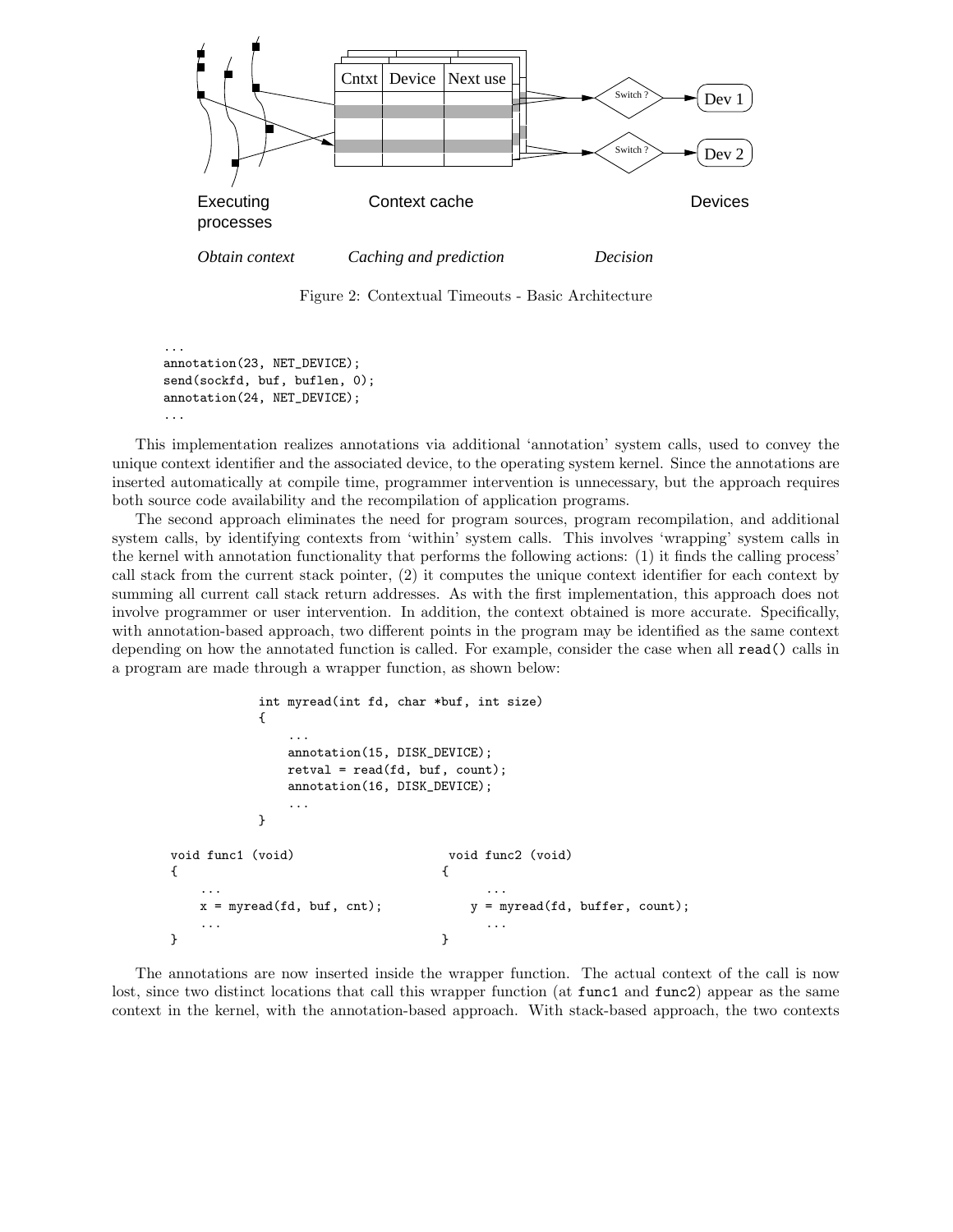Cntxt | Device | Next use

Switch ?

Dev 1

Dev 2

Executing processes

Context cache

Devices

*Obtain context*

*Caching and prediction*

*Decision*

Figure 2: Contextual Timeouts - Basic Architecture

```
...
annotation(23, NET_DEVICE);
send(sockfd, buf, buflen, 0);
annotation(24, NET_DEVICE);
...
```

This implementation realizes annotations via additional 'annotation' system calls, used to convey the unique context identifier and the associated device, to the operating system kernel. Since the annotations are inserted automatically at compile time, programmer intervention is unnecessary, but the approach requires both source code availability and the recompilation of application programs.

The second approach eliminates the need for program sources, program recompilation, and additional system calls, by identifying contexts from 'within' system calls. This involves 'wrapping' system calls in the kernel with annotation functionality that performs the following actions: (1) it finds the calling process' call stack from the current stack pointer, (2) it computes the unique context identifier for each context by summing all current call stack return addresses. As with the first implementation, this approach does not involve programmer or user intervention. In addition, the context obtained is more accurate. Specifically, with annotation-based approach, two different points in the program may be identified as the same context depending on how the annotated function is called. For example, consider the case when all `read()` calls in a program are made through a wrapper function, as shown below:

```
int myread(int fd, char *buf, int size)
{
    ...
    annotation(15, DISK_DEVICE);
    retval = read(fd, buf, count);
    annotation(16, DISK_DEVICE);
    ...
}
```

```
void func1 (void)
{
    ...
    x = myread(fd, buf, cnt);
    ...
}
```

```
void func2 (void)
{
    ...
    y = myread(fd, buffer, count);
    ...
}
```

The annotations are now inserted inside the wrapper function. The actual context of the call is now lost, since two distinct locations that call this wrapper function (at `func1` and `func2`) appear as the same context in the kernel, with the annotation-based approach. With stack-based approach, the two contexts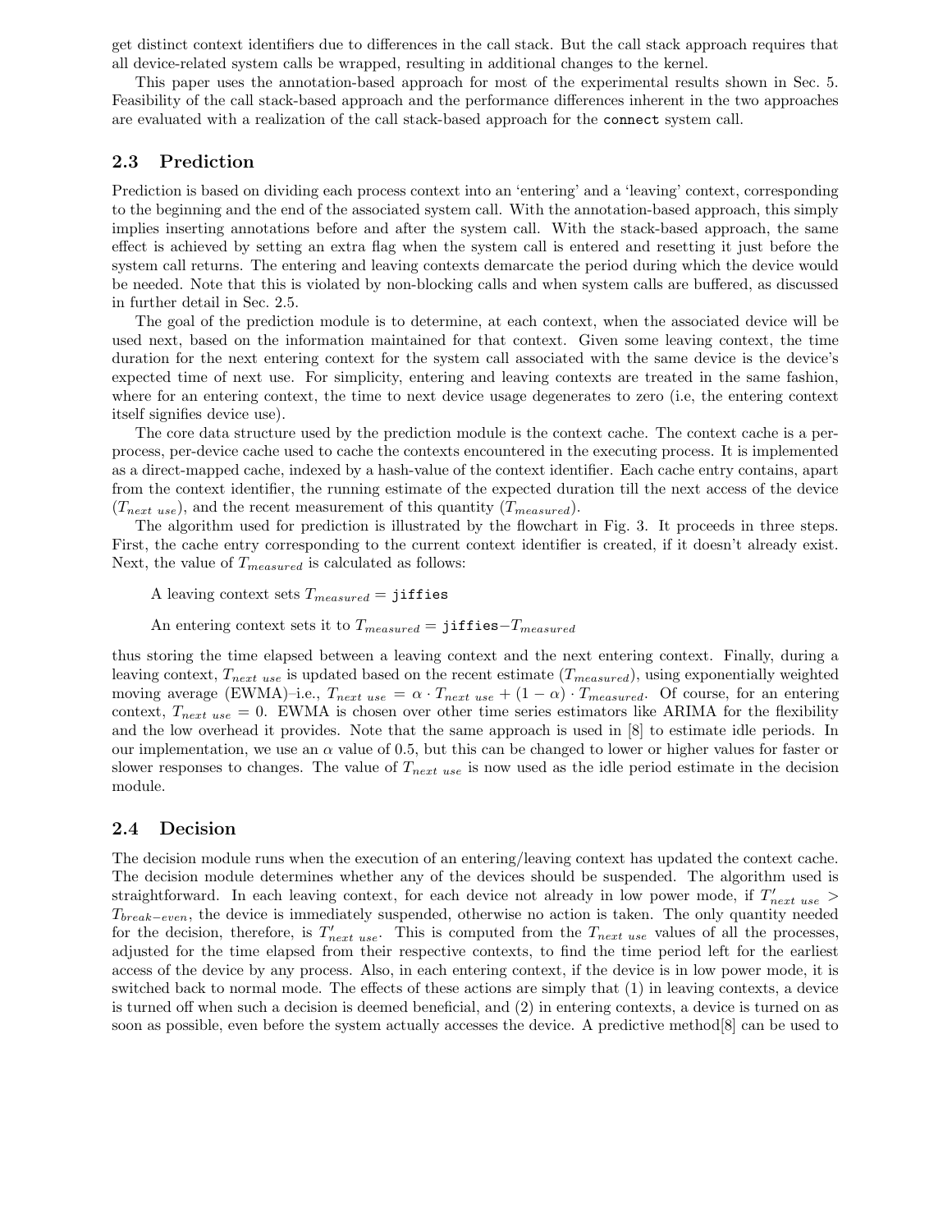get distinct context identifiers due to differences in the call stack. But the call stack approach requires that all device-related system calls be wrapped, resulting in additional changes to the kernel.

This paper uses the annotation-based approach for most of the experimental results shown in Sec. 5. Feasibility of the call stack-based approach and the performance differences inherent in the two approaches are evaluated with a realization of the call stack-based approach for the `connect` system call.

### 2.3 Prediction

Prediction is based on dividing each process context into an 'entering' and a 'leaving' context, corresponding to the beginning and the end of the associated system call. With the annotation-based approach, this simply implies inserting annotations before and after the system call. With the stack-based approach, the same effect is achieved by setting an extra flag when the system call is entered and resetting it just before the system call returns. The entering and leaving contexts demarcate the period during which the device would be needed. Note that this is violated by non-blocking calls and when system calls are buffered, as discussed in further detail in Sec. 2.5.

The goal of the prediction module is to determine, at each context, when the associated device will be used next, based on the information maintained for that context. Given some leaving context, the time duration for the next entering context for the system call associated with the same device is the device's expected time of next use. For simplicity, entering and leaving contexts are treated in the same fashion, where for an entering context, the time to next device usage degenerates to zero (i.e, the entering context itself signifies device use).

The core data structure used by the prediction module is the context cache. The context cache is a per-process, per-device cache used to cache the contexts encountered in the executing process. It is implemented as a direct-mapped cache, indexed by a hash-value of the context identifier. Each cache entry contains, apart from the context identifier, the running estimate of the expected duration till the next access of the device ($T_{next\ use}$), and the recent measurement of this quantity ($T_{measured}$).

The algorithm used for prediction is illustrated by the flowchart in Fig. 3. It proceeds in three steps. First, the cache entry corresponding to the current context identifier is created, if it doesn't already exist. Next, the value of $T_{measured}$ is calculated as follows:

A leaving context sets $T_{measured} =$ `jiffies`

An entering context sets it to $T_{measured} =$ `jiffies`$- T_{measured}$

thus storing the time elapsed between a leaving context and the next entering context. Finally, during a leaving context, $T_{next\ use}$ is updated based on the recent estimate ($T_{measured}$), using exponentially weighted moving average (EWMA)–i.e., $T_{next\ use} = \alpha \cdot T_{next\ use} + (1 - \alpha) \cdot T_{measured}$. Of course, for an entering context, $T_{next\ use} = 0$. EWMA is chosen over other time series estimators like ARIMA for the flexibility and the low overhead it provides. Note that the same approach is used in [8] to estimate idle periods. In our implementation, we use an $\alpha$ value of 0.5, but this can be changed to lower or higher values for faster or slower responses to changes. The value of $T_{next\ use}$ is now used as the idle period estimate in the decision module.

### 2.4 Decision

The decision module runs when the execution of an entering/leaving context has updated the context cache. The decision module determines whether any of the devices should be suspended. The algorithm used is straightforward. In each leaving context, for each device not already in low power mode, if $T'_{next\ use} > T_{break-even}$, the device is immediately suspended, otherwise no action is taken. The only quantity needed for the decision, therefore, is $T'_{next\ use}$. This is computed from the $T_{next\ use}$ values of all the processes, adjusted for the time elapsed from their respective contexts, to find the time period left for the earliest access of the device by any process. Also, in each entering context, if the device is in low power mode, it is switched back to normal mode. The effects of these actions are simply that (1) in leaving contexts, a device is turned off when such a decision is deemed beneficial, and (2) in entering contexts, a device is turned on as soon as possible, even before the system actually accesses the device. A predictive method[8] can be used to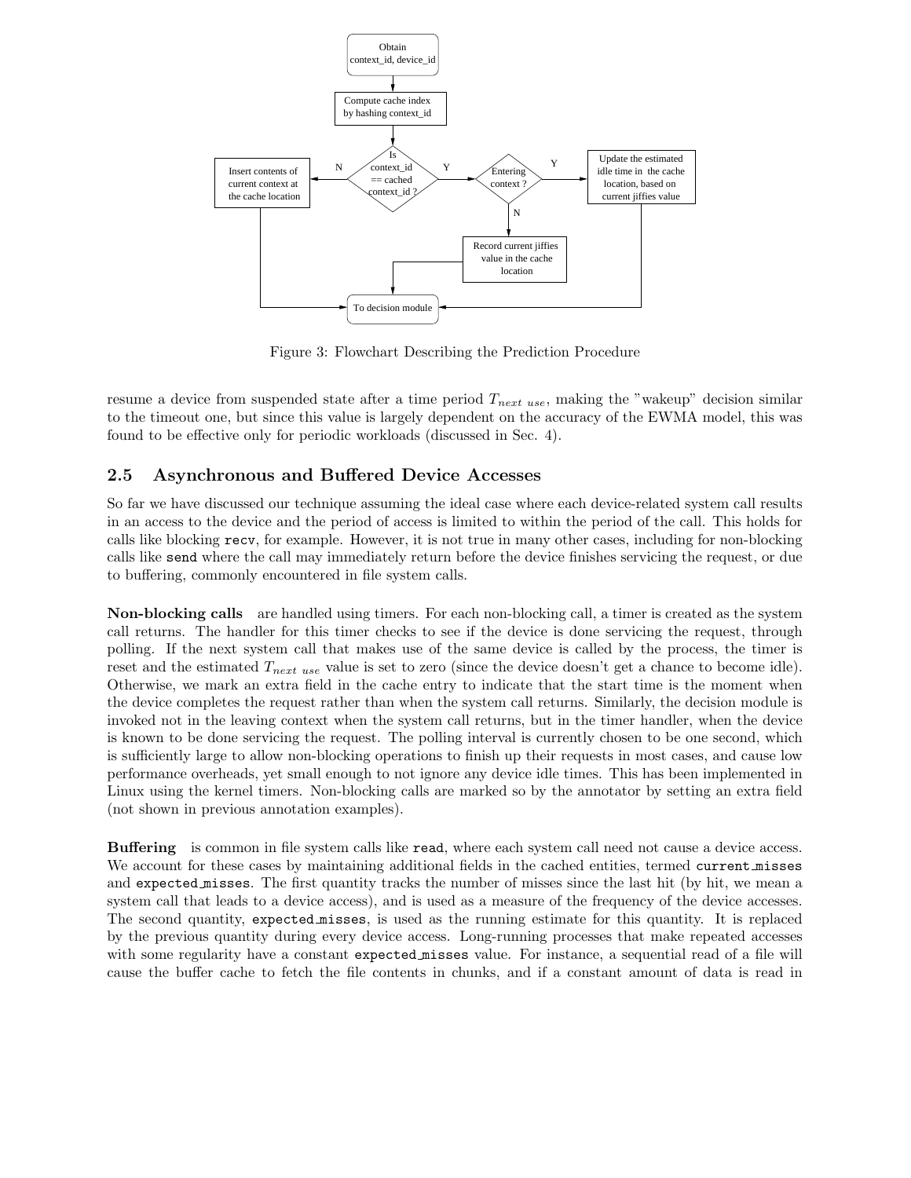Figure 3: Flowchart Describing the Prediction Procedure

resume a device from suspended state after a time period $T_{next\ use}$, making the "wakeup" decision similar to the timeout one, but since this value is largely dependent on the accuracy of the EWMA model, this was found to be effective only for periodic workloads (discussed in Sec. 4).

## 2.5 Asynchronous and Buffered Device Accesses

So far we have discussed our technique assuming the ideal case where each device-related system call results in an access to the device and the period of access is limited to within the period of the call. This holds for calls like blocking `recv`, for example. However, it is not true in many other cases, including for non-blocking calls like `send` where the call may immediately return before the device finishes servicing the request, or due to buffering, commonly encountered in file system calls.

**Non-blocking calls** are handled using timers. For each non-blocking call, a timer is created as the system call returns. The handler for this timer checks to see if the device is done servicing the request, through polling. If the next system call that makes use of the same device is called by the process, the timer is reset and the estimated $T_{next\ use}$ value is set to zero (since the device doesn't get a chance to become idle). Otherwise, we mark an extra field in the cache entry to indicate that the start time is the moment when the device completes the request rather than when the system call returns. Similarly, the decision module is invoked not in the leaving context when the system call returns, but in the timer handler, when the device is known to be done servicing the request. The polling interval is currently chosen to be one second, which is sufficiently large to allow non-blocking operations to finish up their requests in most cases, and cause low performance overheads, yet small enough to not ignore any device idle times. This has been implemented in Linux using the kernel timers. Non-blocking calls are marked so by the annotator by setting an extra field (not shown in previous annotation examples).

**Buffering** is common in file system calls like `read`, where each system call need not cause a device access. We account for these cases by maintaining additional fields in the cached entities, termed `current_misses` and `expected_misses`. The first quantity tracks the number of misses since the last hit (by hit, we mean a system call that leads to a device access), and is used as a measure of the frequency of the device accesses. The second quantity, `expected_misses`, is used as the running estimate for this quantity. It is replaced by the previous quantity during every device access. Long-running processes that make repeated accesses with some regularity have a constant `expected_misses` value. For instance, a sequential read of a file will cause the buffer cache to fetch the file contents in chunks, and if a constant amount of data is read in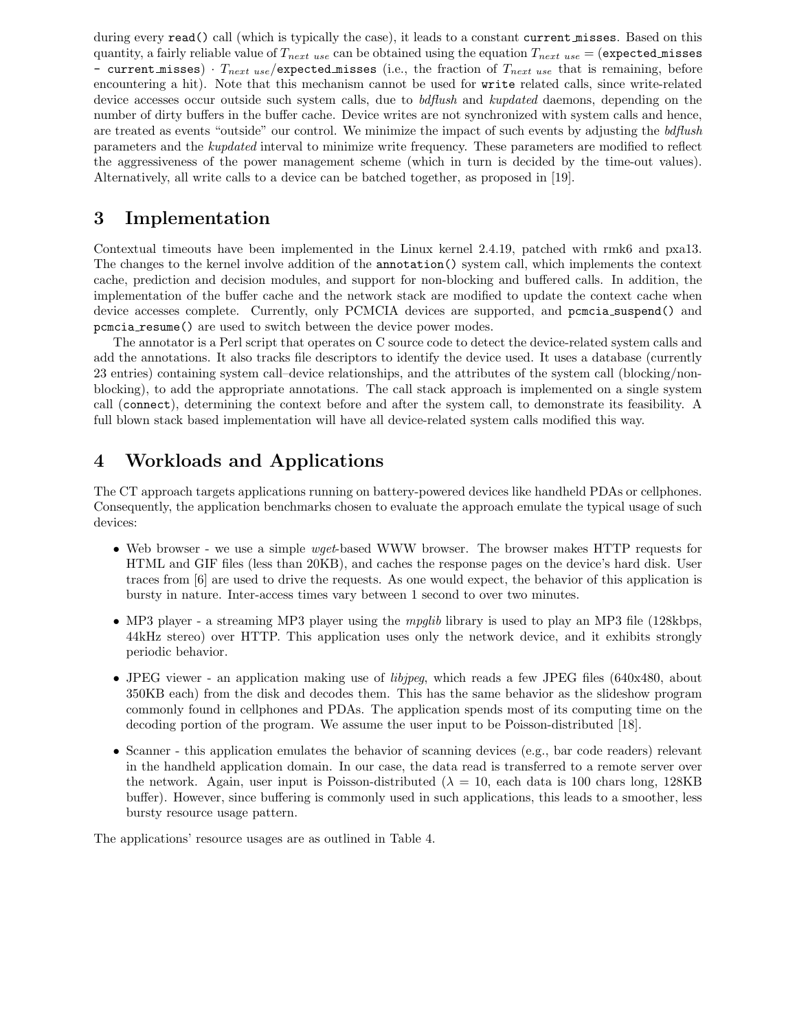during every `read()` call (which is typically the case), it leads to a constant `current_misses`. Based on this quantity, a fairly reliable value of $T_{next\ use}$ can be obtained using the equation $T_{next\ use}$ = (`expected_misses - current_misses`) $\cdot$ $T_{next\ use}$/`expected_misses` (i.e., the fraction of $T_{next\ use}$ that is remaining, before encountering a hit). Note that this mechanism cannot be used for `write` related calls, since write-related device accesses occur outside such system calls, due to *bdflush* and *kupdated* daemons, depending on the number of dirty buffers in the buffer cache. Device writes are not synchronized with system calls and hence, are treated as events "outside" our control. We minimize the impact of such events by adjusting the *bdflush* parameters and the *kupdated* interval to minimize write frequency. These parameters are modified to reflect the aggressiveness of the power management scheme (which in turn is decided by the time-out values). Alternatively, all write calls to a device can be batched together, as proposed in [19].

# 3 Implementation

Contextual timeouts have been implemented in the Linux kernel 2.4.19, patched with rmk6 and pxa13. The changes to the kernel involve addition of the `annotation()` system call, which implements the context cache, prediction and decision modules, and support for non-blocking and buffered calls. In addition, the implementation of the buffer cache and the network stack are modified to update the context cache when device accesses complete. Currently, only PCMCIA devices are supported, and `pcmcia_suspend()` and `pcmcia_resume()` are used to switch between the device power modes.

The annotator is a Perl script that operates on C source code to detect the device-related system calls and add the annotations. It also tracks file descriptors to identify the device used. It uses a database (currently 23 entries) containing system call–device relationships, and the attributes of the system call (blocking/non-blocking), to add the appropriate annotations. The call stack approach is implemented on a single system call (`connect`), determining the context before and after the system call, to demonstrate its feasibility. A full blown stack based implementation will have all device-related system calls modified this way.

# 4 Workloads and Applications

The CT approach targets applications running on battery-powered devices like handheld PDAs or cellphones. Consequently, the application benchmarks chosen to evaluate the approach emulate the typical usage of such devices:

- Web browser - we use a simple *wget*-based WWW browser. The browser makes HTTP requests for HTML and GIF files (less than 20KB), and caches the response pages on the device's hard disk. User traces from [6] are used to drive the requests. As one would expect, the behavior of this application is bursty in nature. Inter-access times vary between 1 second to over two minutes.
- MP3 player - a streaming MP3 player using the *mpglib* library is used to play an MP3 file (128kbps, 44kHz stereo) over HTTP. This application uses only the network device, and it exhibits strongly periodic behavior.
- JPEG viewer - an application making use of *libjpeg*, which reads a few JPEG files (640x480, about 350KB each) from the disk and decodes them. This has the same behavior as the slideshow program commonly found in cellphones and PDAs. The application spends most of its computing time on the decoding portion of the program. We assume the user input to be Poisson-distributed [18].
- Scanner - this application emulates the behavior of scanning devices (e.g., bar code readers) relevant in the handheld application domain. In our case, the data read is transferred to a remote server over the network. Again, user input is Poisson-distributed ($\lambda = 10$, each data is 100 chars long, 128KB buffer). However, since buffering is commonly used in such applications, this leads to a smoother, less bursty resource usage pattern.

The applications' resource usages are as outlined in Table 4.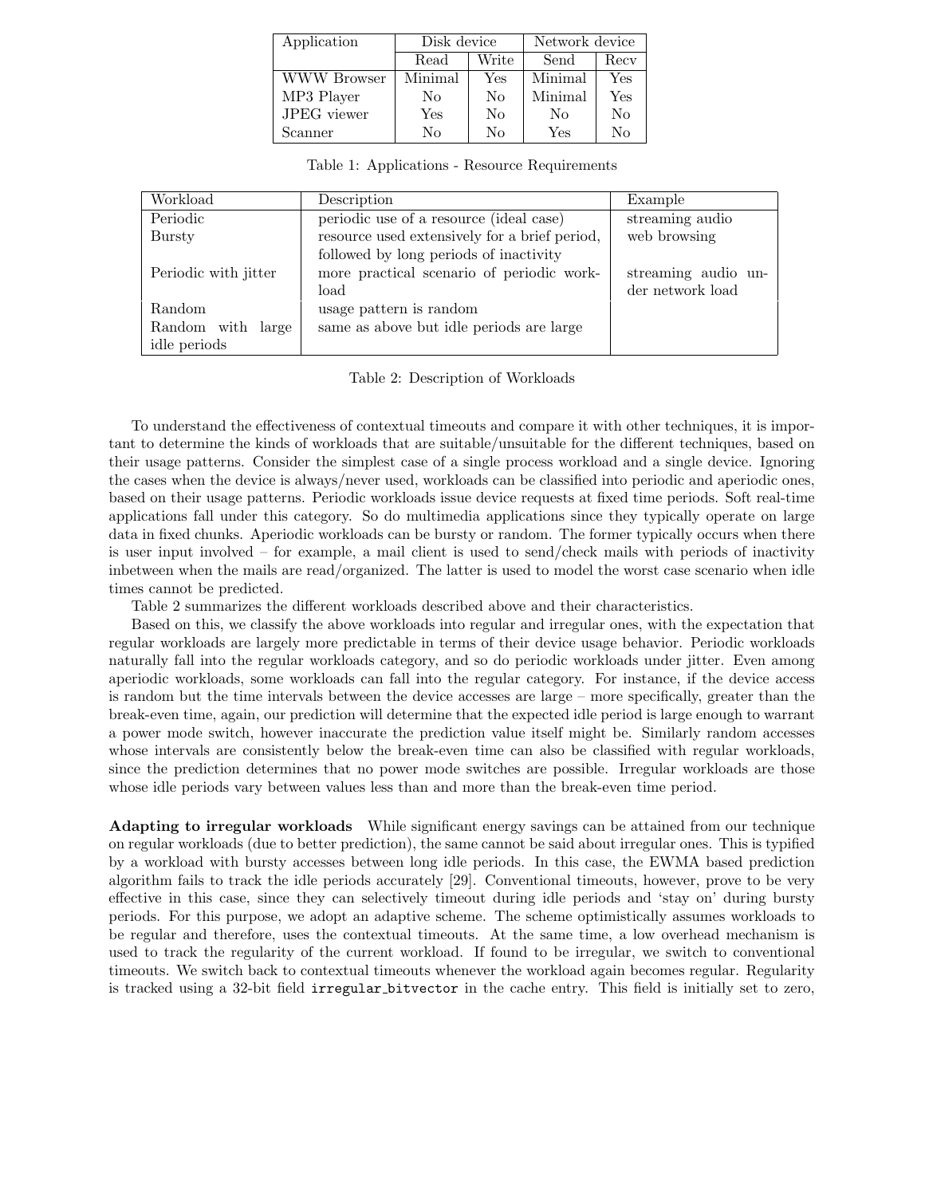| Application | Disk device | | Network device | |
|---|---|---|---|---|
| | Read | Write | Send | Recv |
| WWW Browser | Minimal | Yes | Minimal | Yes |
| MP3 Player | No | No | Minimal | Yes |
| JPEG viewer | Yes | No | No | No |
| Scanner | No | No | Yes | No |

Table 1: Applications - Resource Requirements

| Workload | Description | Example |
|---|---|---|
| Periodic | periodic use of a resource (ideal case) | streaming audio |
| Bursty | resource used extensively for a brief period, followed by long periods of inactivity | web browsing |
| Periodic with jitter | more practical scenario of periodic workload | streaming audio under network load |
| Random | usage pattern is random | |
| Random with large idle periods | same as above but idle periods are large | |

Table 2: Description of Workloads

To understand the effectiveness of contextual timeouts and compare it with other techniques, it is important to determine the kinds of workloads that are suitable/unsuitable for the different techniques, based on their usage patterns. Consider the simplest case of a single process workload and a single device. Ignoring the cases when the device is always/never used, workloads can be classified into periodic and aperiodic ones, based on their usage patterns. Periodic workloads issue device requests at fixed time periods. Soft real-time applications fall under this category. So do multimedia applications since they typically operate on large data in fixed chunks. Aperiodic workloads can be bursty or random. The former typically occurs when there is user input involved – for example, a mail client is used to send/check mails with periods of inactivity inbetween when the mails are read/organized. The latter is used to model the worst case scenario when idle times cannot be predicted.

Table 2 summarizes the different workloads described above and their characteristics.

Based on this, we classify the above workloads into regular and irregular ones, with the expectation that regular workloads are largely more predictable in terms of their device usage behavior. Periodic workloads naturally fall into the regular workloads category, and so do periodic workloads under jitter. Even among aperiodic workloads, some workloads can fall into the regular category. For instance, if the device access is random but the time intervals between the device accesses are large – more specifically, greater than the break-even time, again, our prediction will determine that the expected idle period is large enough to warrant a power mode switch, however inaccurate the prediction value itself might be. Similarly random accesses whose intervals are consistently below the break-even time can also be classified with regular workloads, since the prediction determines that no power mode switches are possible. Irregular workloads are those whose idle periods vary between values less than and more than the break-even time period.

**Adapting to irregular workloads** While significant energy savings can be attained from our technique on regular workloads (due to better prediction), the same cannot be said about irregular ones. This is typified by a workload with bursty accesses between long idle periods. In this case, the EWMA based prediction algorithm fails to track the idle periods accurately [29]. Conventional timeouts, however, prove to be very effective in this case, since they can selectively timeout during idle periods and 'stay on' during bursty periods. For this purpose, we adopt an adaptive scheme. The scheme optimistically assumes workloads to be regular and therefore, uses the contextual timeouts. At the same time, a low overhead mechanism is used to track the regularity of the current workload. If found to be irregular, we switch to conventional timeouts. We switch back to contextual timeouts whenever the workload again becomes regular. Regularity is tracked using a 32-bit field `irregular_bitvector` in the cache entry. This field is initially set to zero,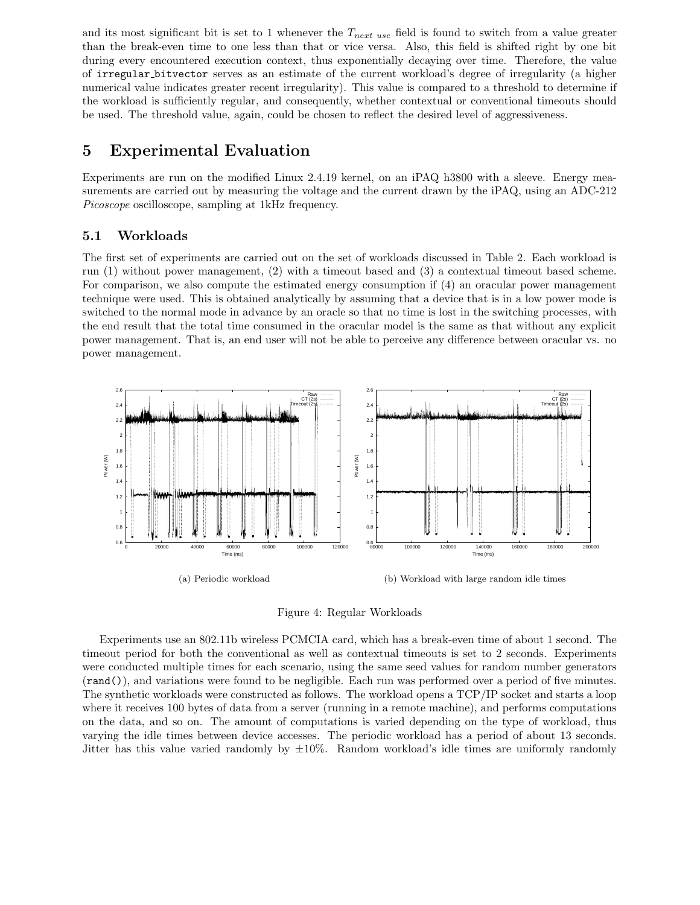and its most significant bit is set to 1 whenever the $T_{next\ use}$ field is found to switch from a value greater than the break-even time to one less than that or vice versa. Also, this field is shifted right by one bit during every encountered execution context, thus exponentially decaying over time. Therefore, the value of `irregular_bitvector` serves as an estimate of the current workload's degree of irregularity (a higher numerical value indicates greater recent irregularity). This value is compared to a threshold to determine if the workload is sufficiently regular, and consequently, whether contextual or conventional timeouts should be used. The threshold value, again, could be chosen to reflect the desired level of aggressiveness.

# 5 Experimental Evaluation

Experiments are run on the modified Linux 2.4.19 kernel, on an iPAQ h3800 with a sleeve. Energy measurements are carried out by measuring the voltage and the current drawn by the iPAQ, using an ADC-212 *Picoscope* oscilloscope, sampling at 1kHz frequency.

## 5.1 Workloads

The first set of experiments are carried out on the set of workloads discussed in Table 2. Each workload is run (1) without power management, (2) with a timeout based and (3) a contextual timeout based scheme. For comparison, we also compute the estimated energy consumption if (4) an oracular power management technique were used. This is obtained analytically by assuming that a device that is in a low power mode is switched to the normal mode in advance by an oracle so that no time is lost in the switching processes, with the end result that the total time consumed in the oracular model is the same as that without any explicit power management. That is, an end user will not be able to perceive any difference between oracular vs. no power management.

(a) Periodic workload

(b) Workload with large random idle times

Figure 4: Regular Workloads

Experiments use an 802.11b wireless PCMCIA card, which has a break-even time of about 1 second. The timeout period for both the conventional as well as contextual timeouts is set to 2 seconds. Experiments were conducted multiple times for each scenario, using the same seed values for random number generators (`rand()`), and variations were found to be negligible. Each run was performed over a period of five minutes. The synthetic workloads were constructed as follows. The workload opens a TCP/IP socket and starts a loop where it receives 100 bytes of data from a server (running in a remote machine), and performs computations on the data, and so on. The amount of computations is varied depending on the type of workload, thus varying the idle times between device accesses. The periodic workload has a period of about 13 seconds. Jitter has this value varied randomly by $\pm 10\%$. Random workload's idle times are uniformly randomly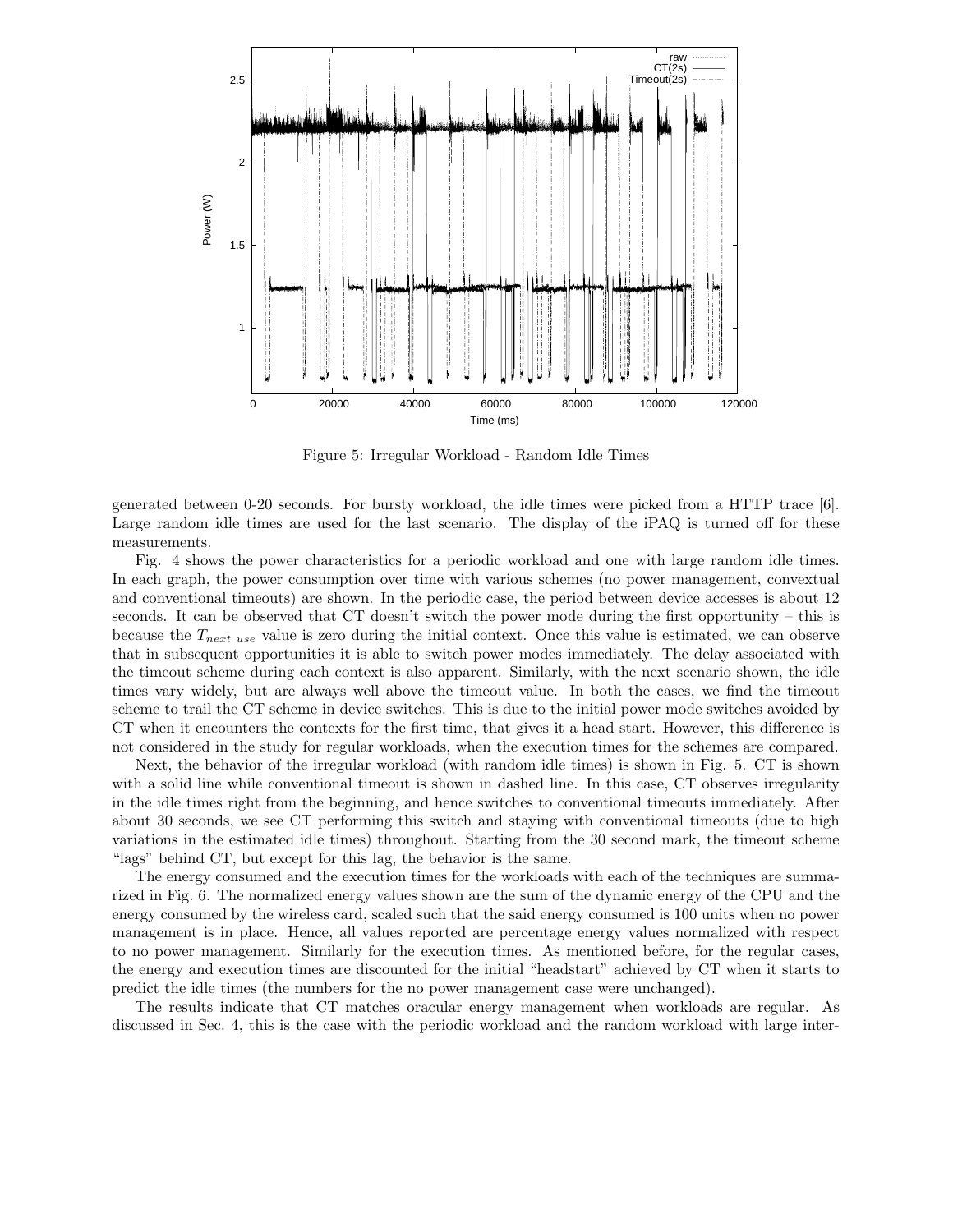Figure 5: Irregular Workload - Random Idle Times

generated between 0-20 seconds. For bursty workload, the idle times were picked from a HTTP trace [6]. Large random idle times are used for the last scenario. The display of the iPAQ is turned off for these measurements.

Fig. 4 shows the power characteristics for a periodic workload and one with large random idle times. In each graph, the power consumption over time with various schemes (no power management, convextual and conventional timeouts) are shown. In the periodic case, the period between device accesses is about 12 seconds. It can be observed that CT doesn't switch the power mode during the first opportunity – this is because the $T_{next\ use}$ value is zero during the initial context. Once this value is estimated, we can observe that in subsequent opportunities it is able to switch power modes immediately. The delay associated with the timeout scheme during each context is also apparent. Similarly, with the next scenario shown, the idle times vary widely, but are always well above the timeout value. In both the cases, we find the timeout scheme to trail the CT scheme in device switches. This is due to the initial power mode switches avoided by CT when it encounters the contexts for the first time, that gives it a head start. However, this difference is not considered in the study for regular workloads, when the execution times for the schemes are compared.

Next, the behavior of the irregular workload (with random idle times) is shown in Fig. 5. CT is shown with a solid line while conventional timeout is shown in dashed line. In this case, CT observes irregularity in the idle times right from the beginning, and hence switches to conventional timeouts immediately. After about 30 seconds, we see CT performing this switch and staying with conventional timeouts (due to high variations in the estimated idle times) throughout. Starting from the 30 second mark, the timeout scheme "lags" behind CT, but except for this lag, the behavior is the same.

The energy consumed and the execution times for the workloads with each of the techniques are summarized in Fig. 6. The normalized energy values shown are the sum of the dynamic energy of the CPU and the energy consumed by the wireless card, scaled such that the said energy consumed is 100 units when no power management is in place. Hence, all values reported are percentage energy values normalized with respect to no power management. Similarly for the execution times. As mentioned before, for the regular cases, the energy and execution times are discounted for the initial "headstart" achieved by CT when it starts to predict the idle times (the numbers for the no power management case were unchanged).

The results indicate that CT matches oracular energy management when workloads are regular. As discussed in Sec. 4, this is the case with the periodic workload and the random workload with large inter-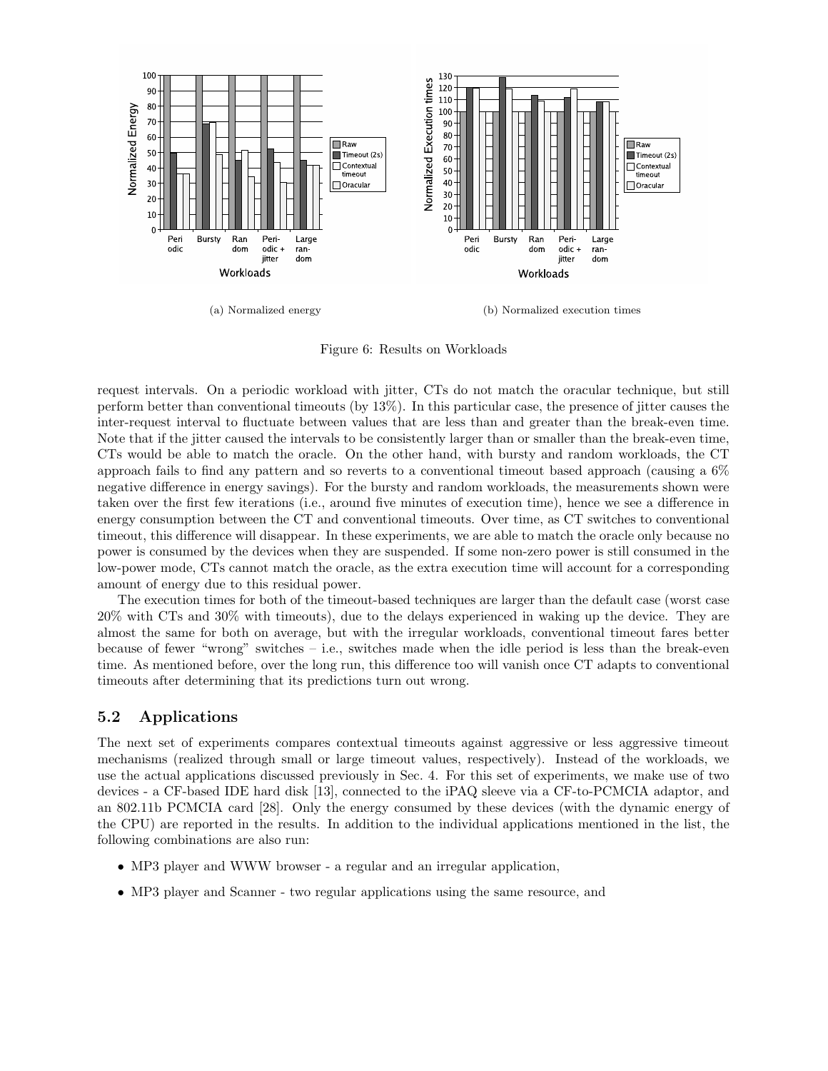(a) Normalized energy

(b) Normalized execution times

Figure 6: Results on Workloads

request intervals. On a periodic workload with jitter, CTs do not match the oracular technique, but still perform better than conventional timeouts (by 13%). In this particular case, the presence of jitter causes the inter-request interval to fluctuate between values that are less than and greater than the break-even time. Note that if the jitter caused the intervals to be consistently larger than or smaller than the break-even time, CTs would be able to match the oracle. On the other hand, with bursty and random workloads, the CT approach fails to find any pattern and so reverts to a conventional timeout based approach (causing a 6% negative difference in energy savings). For the bursty and random workloads, the measurements shown were taken over the first few iterations (i.e., around five minutes of execution time), hence we see a difference in energy consumption between the CT and conventional timeouts. Over time, as CT switches to conventional timeout, this difference will disappear. In these experiments, we are able to match the oracle only because no power is consumed by the devices when they are suspended. If some non-zero power is still consumed in the low-power mode, CTs cannot match the oracle, as the extra execution time will account for a corresponding amount of energy due to this residual power.

The execution times for both of the timeout-based techniques are larger than the default case (worst case 20% with CTs and 30% with timeouts), due to the delays experienced in waking up the device. They are almost the same for both on average, but with the irregular workloads, conventional timeout fares better because of fewer "wrong" switches – i.e., switches made when the idle period is less than the break-even time. As mentioned before, over the long run, this difference too will vanish once CT adapts to conventional timeouts after determining that its predictions turn out wrong.

## 5.2 Applications

The next set of experiments compares contextual timeouts against aggressive or less aggressive timeout mechanisms (realized through small or large timeout values, respectively). Instead of the workloads, we use the actual applications discussed previously in Sec. 4. For this set of experiments, we make use of two devices - a CF-based IDE hard disk [13], connected to the iPAQ sleeve via a CF-to-PCMCIA adaptor, and an 802.11b PCMCIA card [28]. Only the energy consumed by these devices (with the dynamic energy of the CPU) are reported in the results. In addition to the individual applications mentioned in the list, the following combinations are also run:

- MP3 player and WWW browser - a regular and an irregular application,
- MP3 player and Scanner - two regular applications using the same resource, and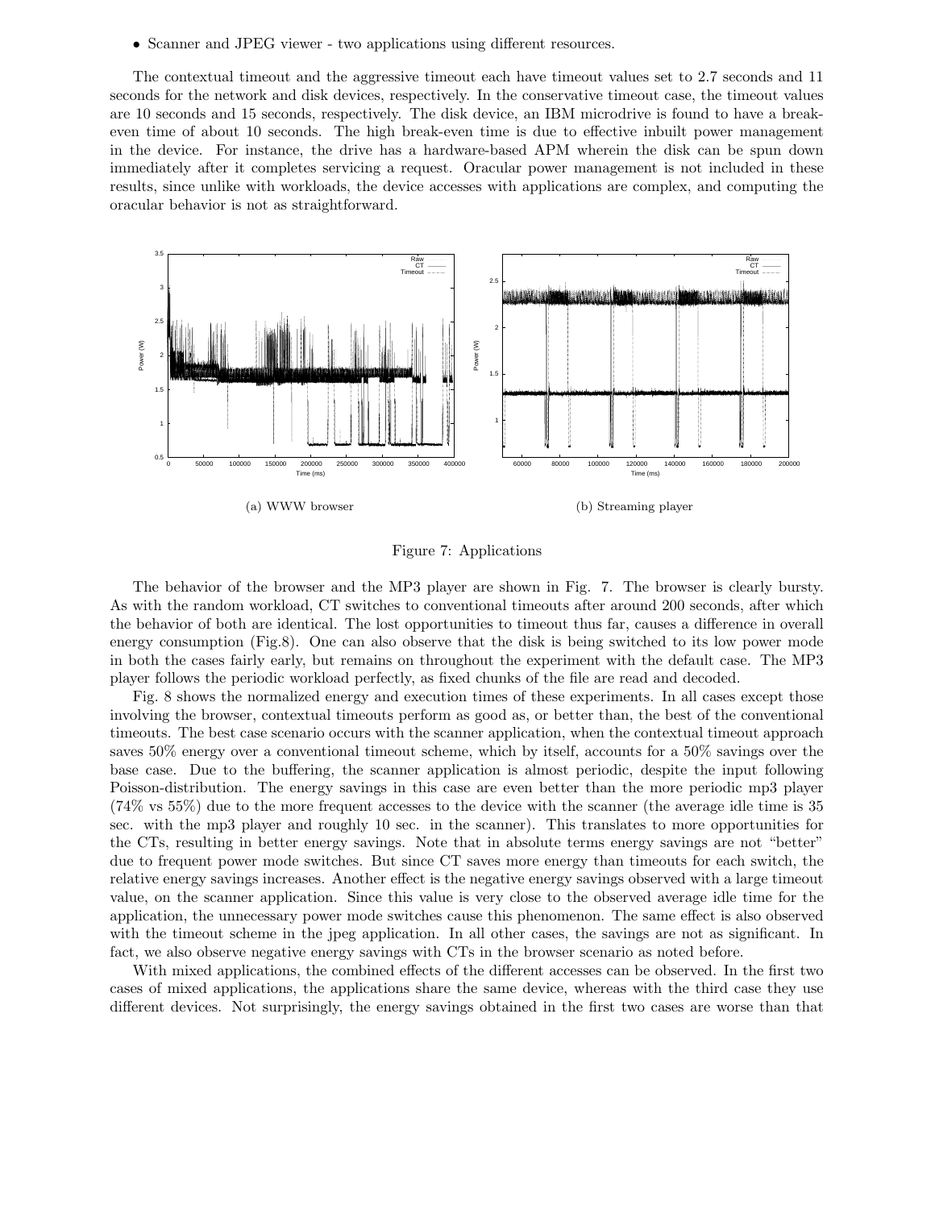- Scanner and JPEG viewer - two applications using different resources.

The contextual timeout and the aggressive timeout each have timeout values set to 2.7 seconds and 11 seconds for the network and disk devices, respectively. In the conservative timeout case, the timeout values are 10 seconds and 15 seconds, respectively. The disk device, an IBM microdrive is found to have a break-even time of about 10 seconds. The high break-even time is due to effective inbuilt power management in the device. For instance, the drive has a hardware-based APM wherein the disk can be spun down immediately after it completes servicing a request. Oracular power management is not included in these results, since unlike with workloads, the device accesses with applications are complex, and computing the oracular behavior is not as straightforward.

(a) WWW browser

(b) Streaming player

Figure 7: Applications

The behavior of the browser and the MP3 player are shown in Fig. 7. The browser is clearly bursty. As with the random workload, CT switches to conventional timeouts after around 200 seconds, after which the behavior of both are identical. The lost opportunities to timeout thus far, causes a difference in overall energy consumption (Fig.8). One can also observe that the disk is being switched to its low power mode in both the cases fairly early, but remains on throughout the experiment with the default case. The MP3 player follows the periodic workload perfectly, as fixed chunks of the file are read and decoded.

Fig. 8 shows the normalized energy and execution times of these experiments. In all cases except those involving the browser, contextual timeouts perform as good as, or better than, the best of the conventional timeouts. The best case scenario occurs with the scanner application, when the contextual timeout approach saves 50% energy over a conventional timeout scheme, which by itself, accounts for a 50% savings over the base case. Due to the buffering, the scanner application is almost periodic, despite the input following Poisson-distribution. The energy savings in this case are even better than the more periodic mp3 player (74% vs 55%) due to the more frequent accesses to the device with the scanner (the average idle time is 35 sec. with the mp3 player and roughly 10 sec. in the scanner). This translates to more opportunities for the CTs, resulting in better energy savings. Note that in absolute terms energy savings are not "better" due to frequent power mode switches. But since CT saves more energy than timeouts for each switch, the relative energy savings increases. Another effect is the negative energy savings observed with a large timeout value, on the scanner application. Since this value is very close to the observed average idle time for the application, the unnecessary power mode switches cause this phenomenon. The same effect is also observed with the timeout scheme in the jpeg application. In all other cases, the savings are not as significant. In fact, we also observe negative energy savings with CTs in the browser scenario as noted before.

With mixed applications, the combined effects of the different accesses can be observed. In the first two cases of mixed applications, the applications share the same device, whereas with the third case they use different devices. Not surprisingly, the energy savings obtained in the first two cases are worse than that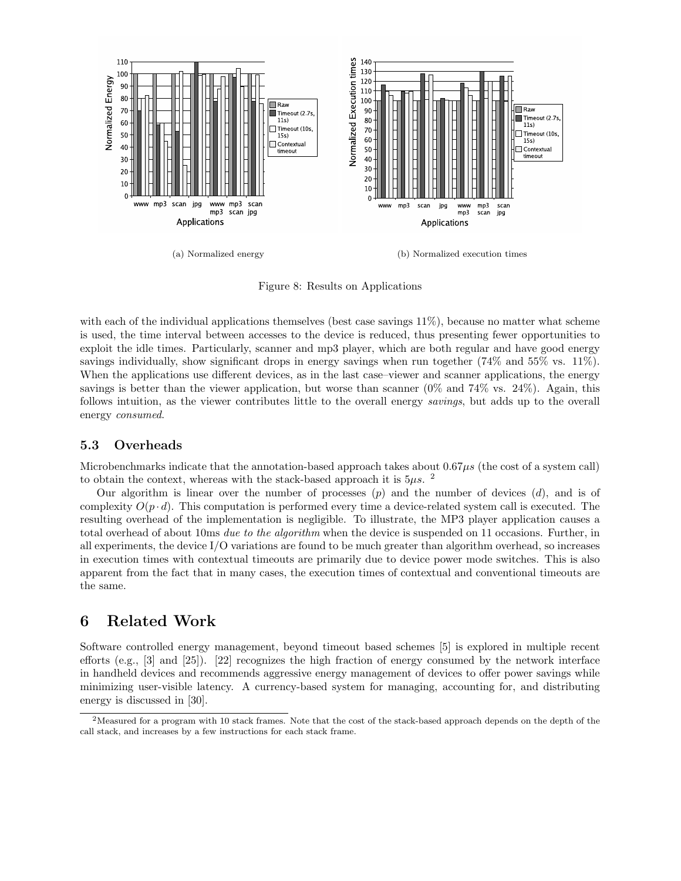(a) Normalized energy

(b) Normalized execution times

Figure 8: Results on Applications

with each of the individual applications themselves (best case savings 11%), because no matter what scheme is used, the time interval between accesses to the device is reduced, thus presenting fewer opportunities to exploit the idle times. Particularly, scanner and mp3 player, which are both regular and have good energy savings individually, show significant drops in energy savings when run together (74% and 55% vs. 11%). When the applications use different devices, as in the last case–viewer and scanner applications, the energy savings is better than the viewer application, but worse than scanner (0% and 74% vs. 24%). Again, this follows intuition, as the viewer contributes little to the overall energy *savings*, but adds up to the overall energy *consumed*.

### 5.3 Overheads

Microbenchmarks indicate that the annotation-based approach takes about $0.67\mu s$ (the cost of a system call) to obtain the context, whereas with the stack-based approach it is $5\mu s$. [2]

Our algorithm is linear over the number of processes ($p$) and the number of devices ($d$), and is of complexity $O(p \cdot d)$. This computation is performed every time a device-related system call is executed. The resulting overhead of the implementation is negligible. To illustrate, the MP3 player application causes a total overhead of about 10ms *due to the algorithm* when the device is suspended on 11 occasions. Further, in all experiments, the device I/O variations are found to be much greater than algorithm overhead, so increases in execution times with contextual timeouts are primarily due to device power mode switches. This is also apparent from the fact that in many cases, the execution times of contextual and conventional timeouts are the same.

## 6 Related Work

Software controlled energy management, beyond timeout based schemes [5] is explored in multiple recent efforts (e.g., [3] and [25]). [22] recognizes the high fraction of energy consumed by the network interface in handheld devices and recommends aggressive energy management of devices to offer power savings while minimizing user-visible latency. A currency-based system for managing, accounting for, and distributing energy is discussed in [30].

[2] Measured for a program with 10 stack frames. Note that the cost of the stack-based approach depends on the depth of the call stack, and increases by a few instructions for each stack frame.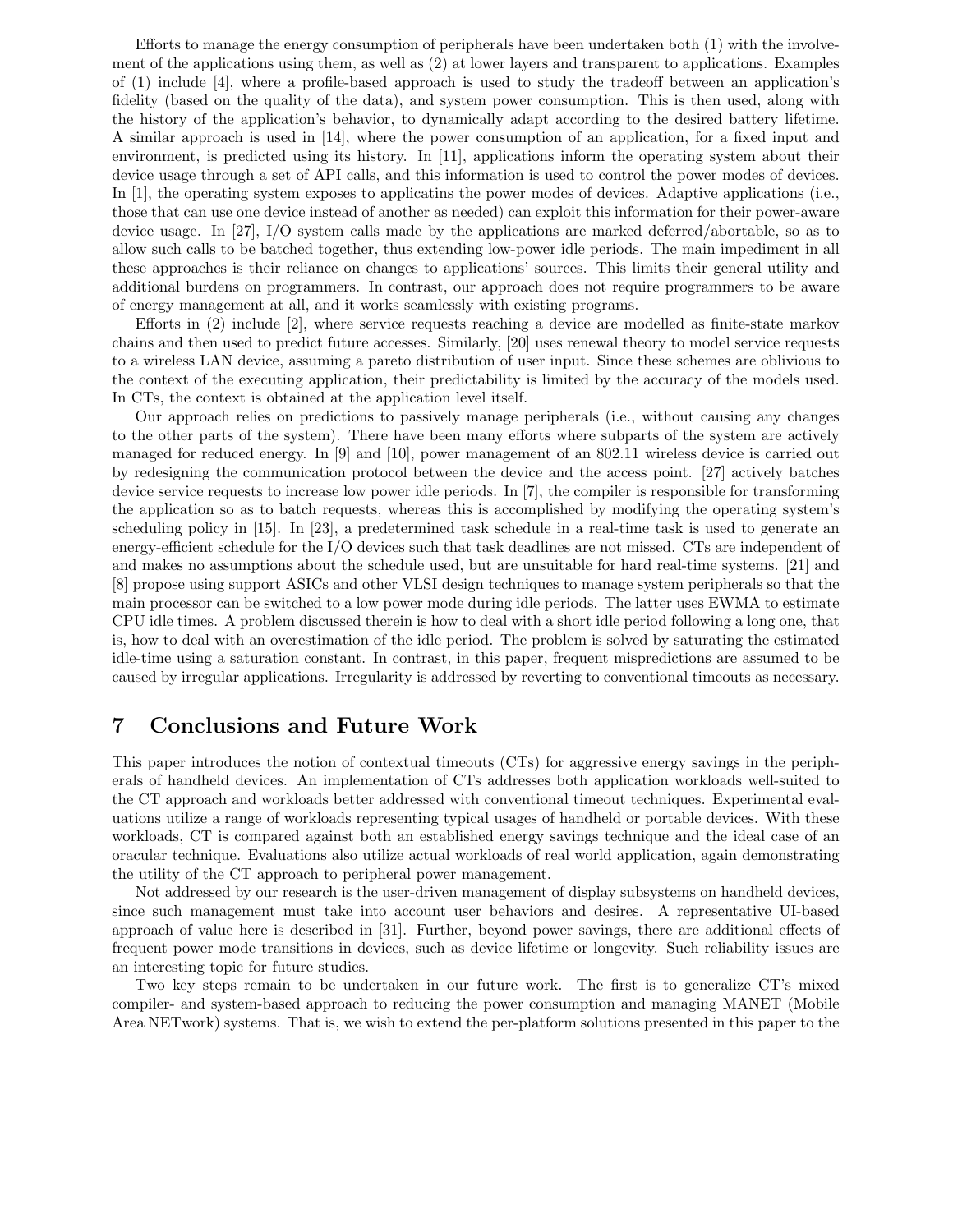Efforts to manage the energy consumption of peripherals have been undertaken both (1) with the involvement of the applications using them, as well as (2) at lower layers and transparent to applications. Examples of (1) include [4], where a profile-based approach is used to study the tradeoff between an application's fidelity (based on the quality of the data), and system power consumption. This is then used, along with the history of the application's behavior, to dynamically adapt according to the desired battery lifetime. A similar approach is used in [14], where the power consumption of an application, for a fixed input and environment, is predicted using its history. In [11], applications inform the operating system about their device usage through a set of API calls, and this information is used to control the power modes of devices. In [1], the operating system exposes to applicatins the power modes of devices. Adaptive applications (i.e., those that can use one device instead of another as needed) can exploit this information for their power-aware device usage. In [27], I/O system calls made by the applications are marked deferred/abortable, so as to allow such calls to be batched together, thus extending low-power idle periods. The main impediment in all these approaches is their reliance on changes to applications' sources. This limits their general utility and additional burdens on programmers. In contrast, our approach does not require programmers to be aware of energy management at all, and it works seamlessly with existing programs.

Efforts in (2) include [2], where service requests reaching a device are modelled as finite-state markov chains and then used to predict future accesses. Similarly, [20] uses renewal theory to model service requests to a wireless LAN device, assuming a pareto distribution of user input. Since these schemes are oblivious to the context of the executing application, their predictability is limited by the accuracy of the models used. In CTs, the context is obtained at the application level itself.

Our approach relies on predictions to passively manage peripherals (i.e., without causing any changes to the other parts of the system). There have been many efforts where subparts of the system are actively managed for reduced energy. In [9] and [10], power management of an 802.11 wireless device is carried out by redesigning the communication protocol between the device and the access point. [27] actively batches device service requests to increase low power idle periods. In [7], the compiler is responsible for transforming the application so as to batch requests, whereas this is accomplished by modifying the operating system's scheduling policy in [15]. In [23], a predetermined task schedule in a real-time task is used to generate an energy-efficient schedule for the I/O devices such that task deadlines are not missed. CTs are independent of and makes no assumptions about the schedule used, but are unsuitable for hard real-time systems. [21] and [8] propose using support ASICs and other VLSI design techniques to manage system peripherals so that the main processor can be switched to a low power mode during idle periods. The latter uses EWMA to estimate CPU idle times. A problem discussed therein is how to deal with a short idle period following a long one, that is, how to deal with an overestimation of the idle period. The problem is solved by saturating the estimated idle-time using a saturation constant. In contrast, in this paper, frequent mispredictions are assumed to be caused by irregular applications. Irregularity is addressed by reverting to conventional timeouts as necessary.

# 7 Conclusions and Future Work

This paper introduces the notion of contextual timeouts (CTs) for aggressive energy savings in the peripherals of handheld devices. An implementation of CTs addresses both application workloads well-suited to the CT approach and workloads better addressed with conventional timeout techniques. Experimental evaluations utilize a range of workloads representing typical usages of handheld or portable devices. With these workloads, CT is compared against both an established energy savings technique and the ideal case of an oracular technique. Evaluations also utilize actual workloads of real world application, again demonstrating the utility of the CT approach to peripheral power management.

Not addressed by our research is the user-driven management of display subsystems on handheld devices, since such management must take into account user behaviors and desires. A representative UI-based approach of value here is described in [31]. Further, beyond power savings, there are additional effects of frequent power mode transitions in devices, such as device lifetime or longevity. Such reliability issues are an interesting topic for future studies.

Two key steps remain to be undertaken in our future work. The first is to generalize CT's mixed compiler- and system-based approach to reducing the power consumption and managing MANET (Mobile Area NETwork) systems. That is, we wish to extend the per-platform solutions presented in this paper to the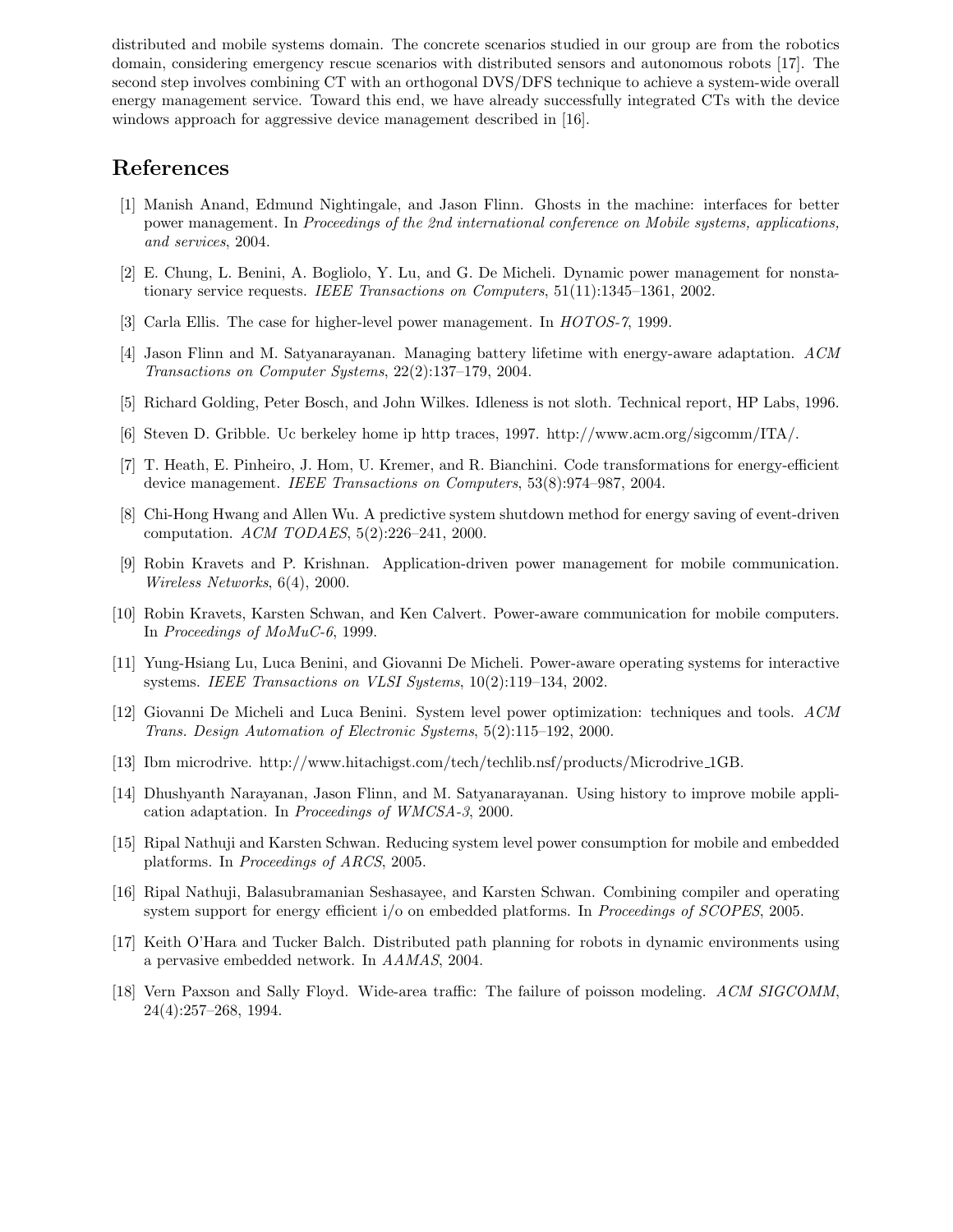distributed and mobile systems domain. The concrete scenarios studied in our group are from the robotics domain, considering emergency rescue scenarios with distributed sensors and autonomous robots [17]. The second step involves combining CT with an orthogonal DVS/DFS technique to achieve a system-wide overall energy management service. Toward this end, we have already successfully integrated CTs with the device windows approach for aggressive device management described in [16].

## References

[1] Manish Anand, Edmund Nightingale, and Jason Flinn. Ghosts in the machine: interfaces for better power management. In *Proceedings of the 2nd international conference on Mobile systems, applications, and services*, 2004.

[2] E. Chung, L. Benini, A. Bogliolo, Y. Lu, and G. De Micheli. Dynamic power management for nonstationary service requests. *IEEE Transactions on Computers*, 51(11):1345–1361, 2002.

[3] Carla Ellis. The case for higher-level power management. In *HOTOS-7*, 1999.

[4] Jason Flinn and M. Satyanarayanan. Managing battery lifetime with energy-aware adaptation. *ACM Transactions on Computer Systems*, 22(2):137–179, 2004.

[5] Richard Golding, Peter Bosch, and John Wilkes. Idleness is not sloth. Technical report, HP Labs, 1996.

[6] Steven D. Gribble. Uc berkeley home ip http traces, 1997. http://www.acm.org/sigcomm/ITA/.

[7] T. Heath, E. Pinheiro, J. Hom, U. Kremer, and R. Bianchini. Code transformations for energy-efficient device management. *IEEE Transactions on Computers*, 53(8):974–987, 2004.

[8] Chi-Hong Hwang and Allen Wu. A predictive system shutdown method for energy saving of event-driven computation. *ACM TODAES*, 5(2):226–241, 2000.

[9] Robin Kravets and P. Krishnan. Application-driven power management for mobile communication. *Wireless Networks*, 6(4), 2000.

[10] Robin Kravets, Karsten Schwan, and Ken Calvert. Power-aware communication for mobile computers. In *Proceedings of MoMuC-6*, 1999.

[11] Yung-Hsiang Lu, Luca Benini, and Giovanni De Micheli. Power-aware operating systems for interactive systems. *IEEE Transactions on VLSI Systems*, 10(2):119–134, 2002.

[12] Giovanni De Micheli and Luca Benini. System level power optimization: techniques and tools. *ACM Trans. Design Automation of Electronic Systems*, 5(2):115–192, 2000.

[13] Ibm microdrive. http://www.hitachigst.com/tech/techlib.nsf/products/Microdrive_1GB.

[14] Dhushyanth Narayanan, Jason Flinn, and M. Satyanarayanan. Using history to improve mobile application adaptation. In *Proceedings of WMCSA-3*, 2000.

[15] Ripal Nathuji and Karsten Schwan. Reducing system level power consumption for mobile and embedded platforms. In *Proceedings of ARCS*, 2005.

[16] Ripal Nathuji, Balasubramanian Seshasayee, and Karsten Schwan. Combining compiler and operating system support for energy efficient i/o on embedded platforms. In *Proceedings of SCOPES*, 2005.

[17] Keith O'Hara and Tucker Balch. Distributed path planning for robots in dynamic environments using a pervasive embedded network. In *AAMAS*, 2004.

[18] Vern Paxson and Sally Floyd. Wide-area traffic: The failure of poisson modeling. *ACM SIGCOMM*, 24(4):257–268, 1994.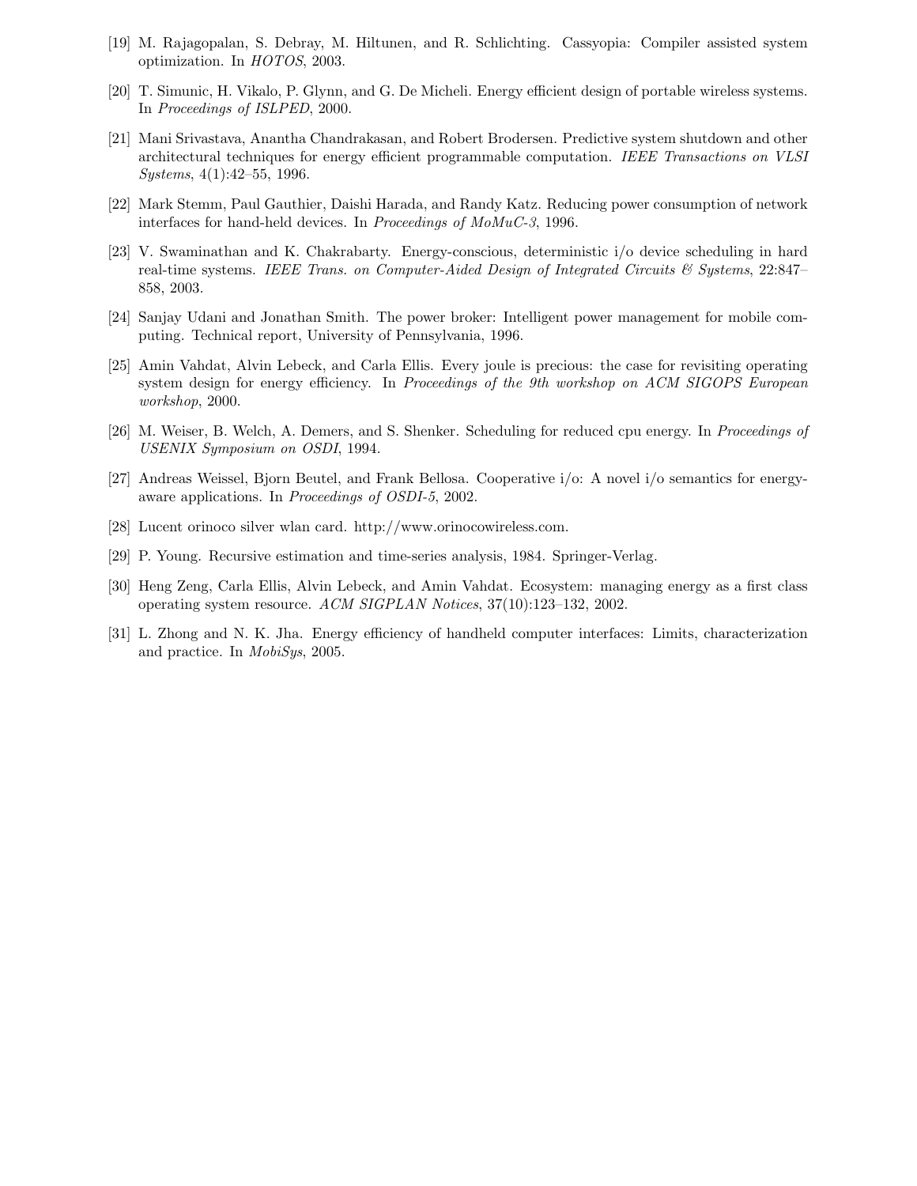[19] M. Rajagopalan, S. Debray, M. Hiltunen, and R. Schlichting. Cassyopia: Compiler assisted system optimization. In *HOTOS*, 2003.

[20] T. Simunic, H. Vikalo, P. Glynn, and G. De Micheli. Energy efficient design of portable wireless systems. In *Proceedings of ISLPED*, 2000.

[21] Mani Srivastava, Anantha Chandrakasan, and Robert Brodersen. Predictive system shutdown and other architectural techniques for energy efficient programmable computation. *IEEE Transactions on VLSI Systems*, 4(1):42–55, 1996.

[22] Mark Stemm, Paul Gauthier, Daishi Harada, and Randy Katz. Reducing power consumption of network interfaces for hand-held devices. In *Proceedings of MoMuC-3*, 1996.

[23] V. Swaminathan and K. Chakrabarty. Energy-conscious, deterministic i/o device scheduling in hard real-time systems. *IEEE Trans. on Computer-Aided Design of Integrated Circuits & Systems*, 22:847–858, 2003.

[24] Sanjay Udani and Jonathan Smith. The power broker: Intelligent power management for mobile computing. Technical report, University of Pennsylvania, 1996.

[25] Amin Vahdat, Alvin Lebeck, and Carla Ellis. Every joule is precious: the case for revisiting operating system design for energy efficiency. In *Proceedings of the 9th workshop on ACM SIGOPS European workshop*, 2000.

[26] M. Weiser, B. Welch, A. Demers, and S. Shenker. Scheduling for reduced cpu energy. In *Proceedings of USENIX Symposium on OSDI*, 1994.

[27] Andreas Weissel, Bjorn Beutel, and Frank Bellosa. Cooperative i/o: A novel i/o semantics for energy-aware applications. In *Proceedings of OSDI-5*, 2002.

[28] Lucent orinoco silver wlan card. http://www.orinocowireless.com.

[29] P. Young. Recursive estimation and time-series analysis, 1984. Springer-Verlag.

[30] Heng Zeng, Carla Ellis, Alvin Lebeck, and Amin Vahdat. Ecosystem: managing energy as a first class operating system resource. *ACM SIGPLAN Notices*, 37(10):123–132, 2002.

[31] L. Zhong and N. K. Jha. Energy efficiency of handheld computer interfaces: Limits, characterization and practice. In *MobiSys*, 2005.